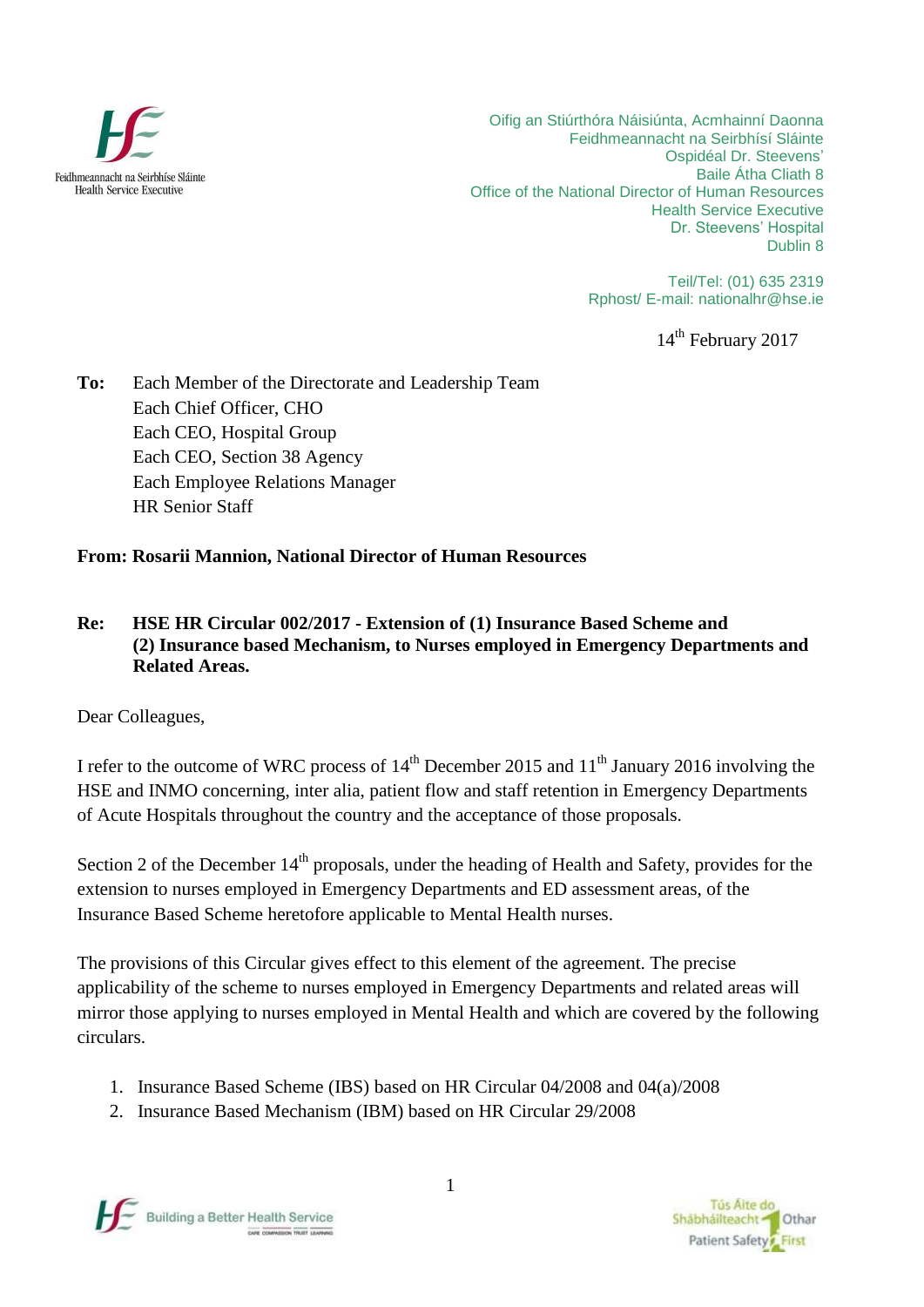Feidhmeannacht na Seirbhíse Sláinte
Health Service Executive

Oifig an Stiúrthóra Náisiúnta, Acmhainní Daonna
Feidhmeannacht na Seirbhísí Sláinte
Ospidéal Dr. Steevens'
Baile Átha Cliath 8
Office of the National Director of Human Resources
Health Service Executive
Dr. Steevens' Hospital
Dublin 8

Teil/Tel: (01) 635 2319
Rphost/ E-mail: nationalhr@hse.ie

14th February 2017

**To:** Each Member of the Directorate and Leadership Team
Each Chief Officer, CHO
Each CEO, Hospital Group
Each CEO, Section 38 Agency
Each Employee Relations Manager
HR Senior Staff

**From: Rosarii Mannion, National Director of Human Resources**

**Re: HSE HR Circular 002/2017 - Extension of (1) Insurance Based Scheme and (2) Insurance based Mechanism, to Nurses employed in Emergency Departments and Related Areas.**

Dear Colleagues,

I refer to the outcome of WRC process of 14th December 2015 and 11th January 2016 involving the HSE and INMO concerning, inter alia, patient flow and staff retention in Emergency Departments of Acute Hospitals throughout the country and the acceptance of those proposals.

Section 2 of the December 14th proposals, under the heading of Health and Safety, provides for the extension to nurses employed in Emergency Departments and ED assessment areas, of the Insurance Based Scheme heretofore applicable to Mental Health nurses.

The provisions of this Circular gives effect to this element of the agreement. The precise applicability of the scheme to nurses employed in Emergency Departments and related areas will mirror those applying to nurses employed in Mental Health and which are covered by the following circulars.

1. Insurance Based Scheme (IBS) based on HR Circular 04/2008 and 04(a)/2008
2. Insurance Based Mechanism (IBM) based on HR Circular 29/2008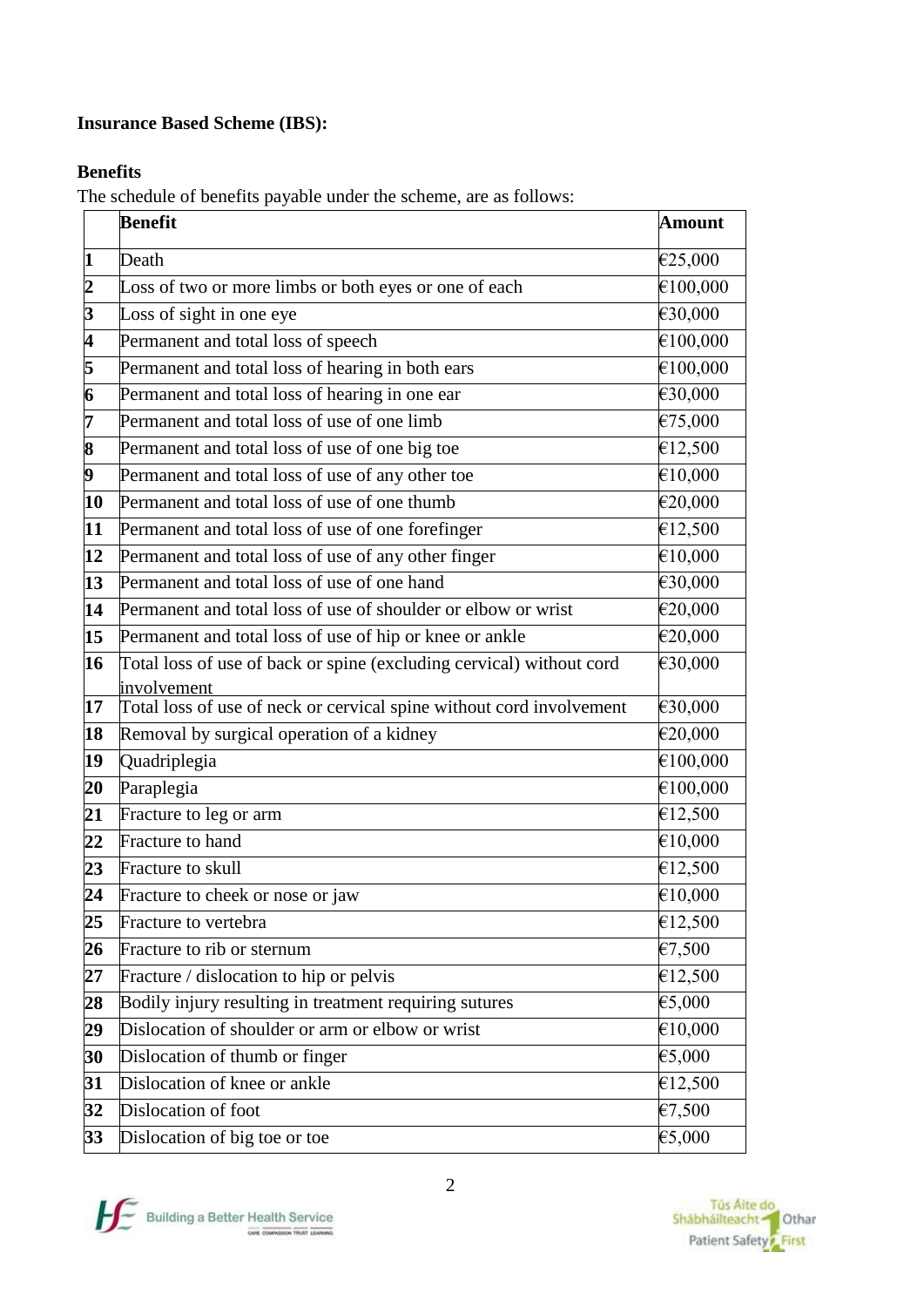**Insurance Based Scheme (IBS):**

**Benefits**

The schedule of benefits payable under the scheme, are as follows:

| | **Benefit** | **Amount** |
|---|---|---|
| **1** | Death | €25,000 |
| **2** | Loss of two or more limbs or both eyes or one of each | €100,000 |
| **3** | Loss of sight in one eye | €30,000 |
| **4** | Permanent and total loss of speech | €100,000 |
| **5** | Permanent and total loss of hearing in both ears | €100,000 |
| **6** | Permanent and total loss of hearing in one ear | €30,000 |
| **7** | Permanent and total loss of use of one limb | €75,000 |
| **8** | Permanent and total loss of use of one big toe | €12,500 |
| **9** | Permanent and total loss of use of any other toe | €10,000 |
| **10** | Permanent and total loss of use of one thumb | €20,000 |
| **11** | Permanent and total loss of use of one forefinger | €12,500 |
| **12** | Permanent and total loss of use of any other finger | €10,000 |
| **13** | Permanent and total loss of use of one hand | €30,000 |
| **14** | Permanent and total loss of use of shoulder or elbow or wrist | €20,000 |
| **15** | Permanent and total loss of use of hip or knee or ankle | €20,000 |
| **16** | Total loss of use of back or spine (excluding cervical) without cord involvement | €30,000 |
| **17** | Total loss of use of neck or cervical spine without cord involvement | €30,000 |
| **18** | Removal by surgical operation of a kidney | €20,000 |
| **19** | Quadriplegia | €100,000 |
| **20** | Paraplegia | €100,000 |
| **21** | Fracture to leg or arm | €12,500 |
| **22** | Fracture to hand | €10,000 |
| **23** | Fracture to skull | €12,500 |
| **24** | Fracture to cheek or nose or jaw | €10,000 |
| **25** | Fracture to vertebra | €12,500 |
| **26** | Fracture to rib or sternum | €7,500 |
| **27** | Fracture / dislocation to hip or pelvis | €12,500 |
| **28** | Bodily injury resulting in treatment requiring sutures | €5,000 |
| **29** | Dislocation of shoulder or arm or elbow or wrist | €10,000 |
| **30** | Dislocation of thumb or finger | €5,000 |
| **31** | Dislocation of knee or ankle | €12,500 |
| **32** | Dislocation of foot | €7,500 |
| **33** | Dislocation of big toe or toe | €5,000 |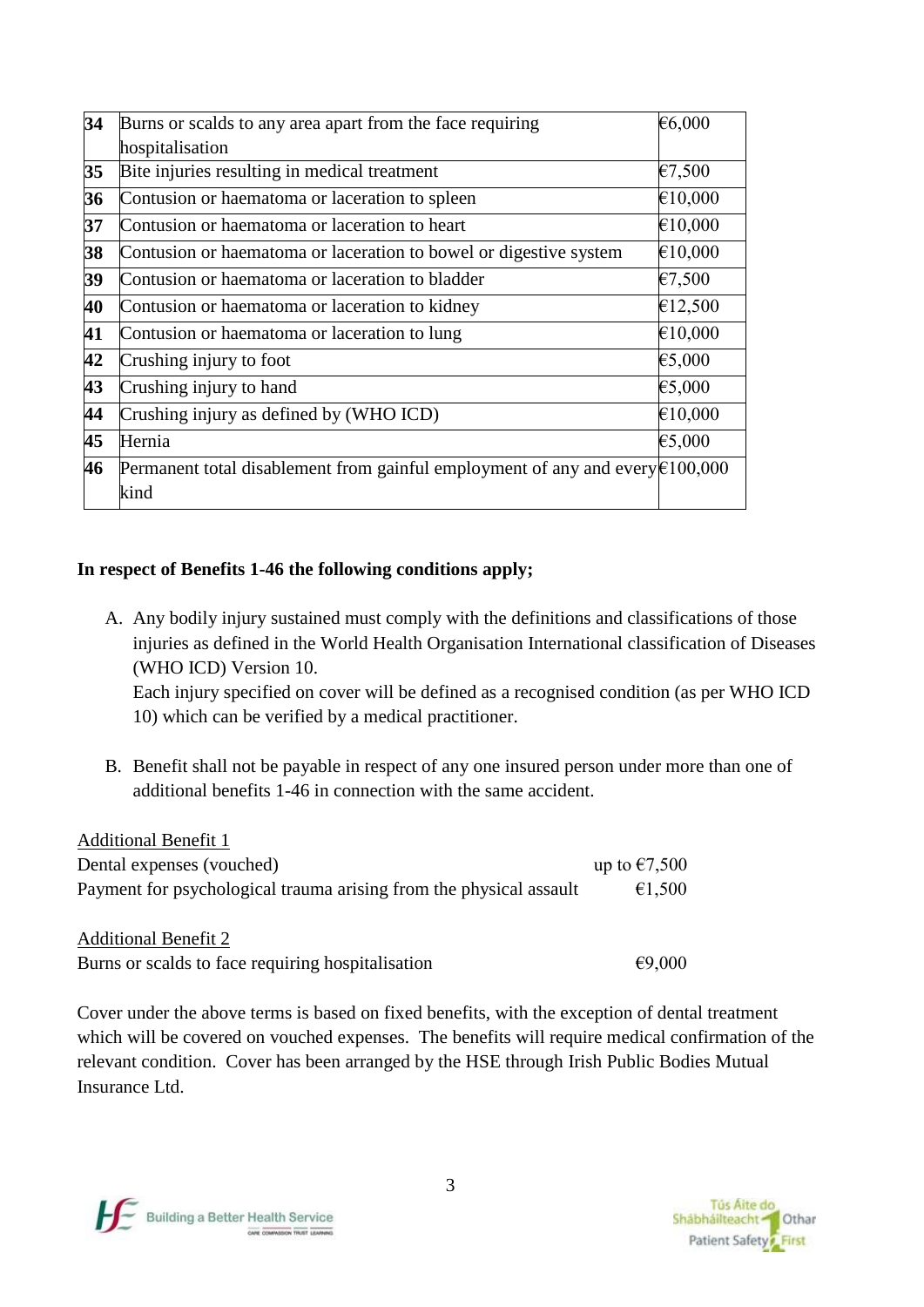| 34 | Burns or scalds to any area apart from the face requiring hospitalisation | €6,000 |
|---|---|---|
| 35 | Bite injuries resulting in medical treatment | €7,500 |
| 36 | Contusion or haematoma or laceration to spleen | €10,000 |
| 37 | Contusion or haematoma or laceration to heart | €10,000 |
| 38 | Contusion or haematoma or laceration to bowel or digestive system | €10,000 |
| 39 | Contusion or haematoma or laceration to bladder | €7,500 |
| 40 | Contusion or haematoma or laceration to kidney | €12,500 |
| 41 | Contusion or haematoma or laceration to lung | €10,000 |
| 42 | Crushing injury to foot | €5,000 |
| 43 | Crushing injury to hand | €5,000 |
| 44 | Crushing injury as defined by (WHO ICD) | €10,000 |
| 45 | Hernia | €5,000 |
| 46 | Permanent total disablement from gainful employment of any and every kind | €100,000 |

**In respect of Benefits 1-46 the following conditions apply;**

A. Any bodily injury sustained must comply with the definitions and classifications of those injuries as defined in the World Health Organisation International classification of Diseases (WHO ICD) Version 10.
   Each injury specified on cover will be defined as a recognised condition (as per WHO ICD 10) which can be verified by a medical practitioner.

B. Benefit shall not be payable in respect of any one insured person under more than one of additional benefits 1-46 in connection with the same accident.

<u>Additional Benefit 1</u>

Dental expenses (vouched) up to €7,500

Payment for psychological trauma arising from the physical assault €1,500

<u>Additional Benefit 2</u>

Burns or scalds to face requiring hospitalisation €9,000

Cover under the above terms is based on fixed benefits, with the exception of dental treatment which will be covered on vouched expenses. The benefits will require medical confirmation of the relevant condition. Cover has been arranged by the HSE through Irish Public Bodies Mutual Insurance Ltd.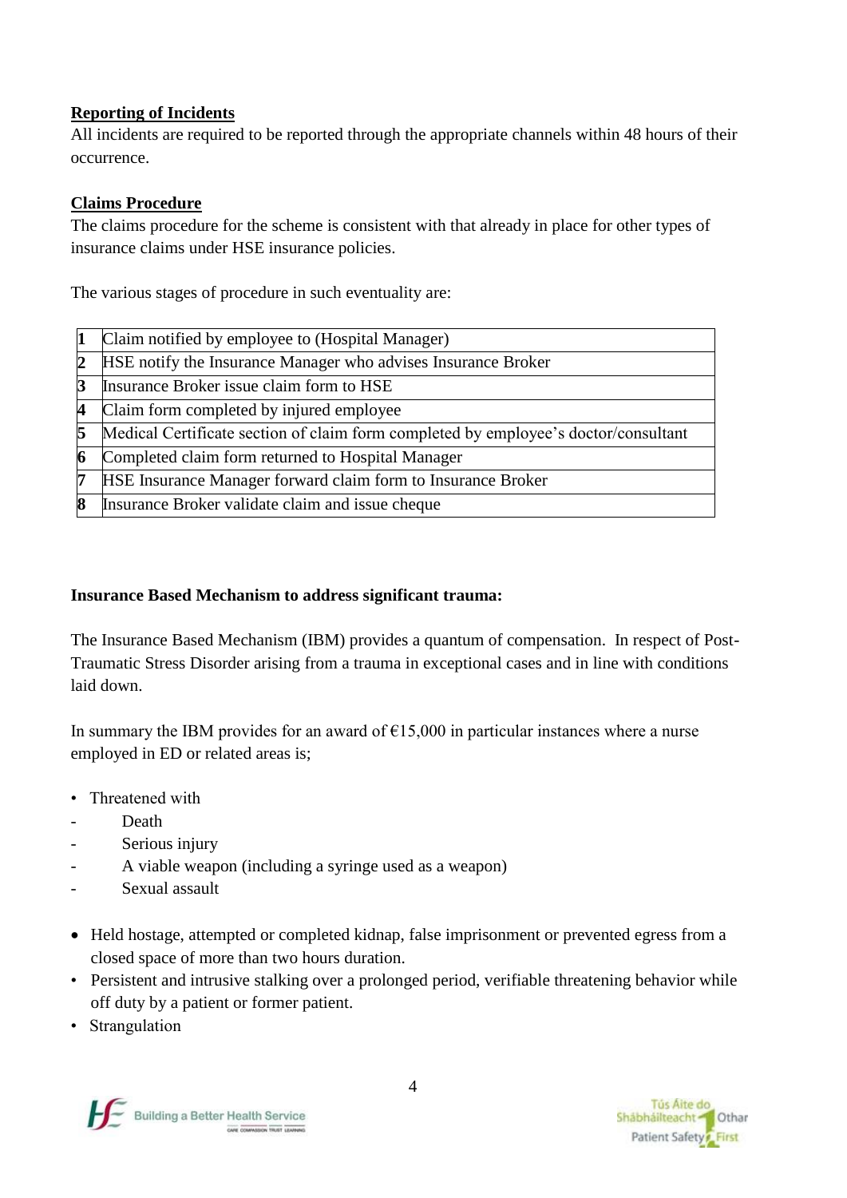**Reporting of Incidents**

All incidents are required to be reported through the appropriate channels within 48 hours of their occurrence.

**Claims Procedure**

The claims procedure for the scheme is consistent with that already in place for other types of insurance claims under HSE insurance policies.

The various stages of procedure in such eventuality are:

| | |
|---|---|
| **1** | Claim notified by employee to (Hospital Manager) |
| **2** | HSE notify the Insurance Manager who advises Insurance Broker |
| **3** | Insurance Broker issue claim form to HSE |
| **4** | Claim form completed by injured employee |
| **5** | Medical Certificate section of claim form completed by employee's doctor/consultant |
| **6** | Completed claim form returned to Hospital Manager |
| **7** | HSE Insurance Manager forward claim form to Insurance Broker |
| **8** | Insurance Broker validate claim and issue cheque |

**Insurance Based Mechanism to address significant trauma:**

The Insurance Based Mechanism (IBM) provides a quantum of compensation. In respect of Post-Traumatic Stress Disorder arising from a trauma in exceptional cases and in line with conditions laid down.

In summary the IBM provides for an award of €15,000 in particular instances where a nurse employed in ED or related areas is;

- Threatened with
  - Death
  - Serious injury
  - A viable weapon (including a syringe used as a weapon)
  - Sexual assault

- Held hostage, attempted or completed kidnap, false imprisonment or prevented egress from a closed space of more than two hours duration.
- Persistent and intrusive stalking over a prolonged period, verifiable threatening behavior while off duty by a patient or former patient.
- Strangulation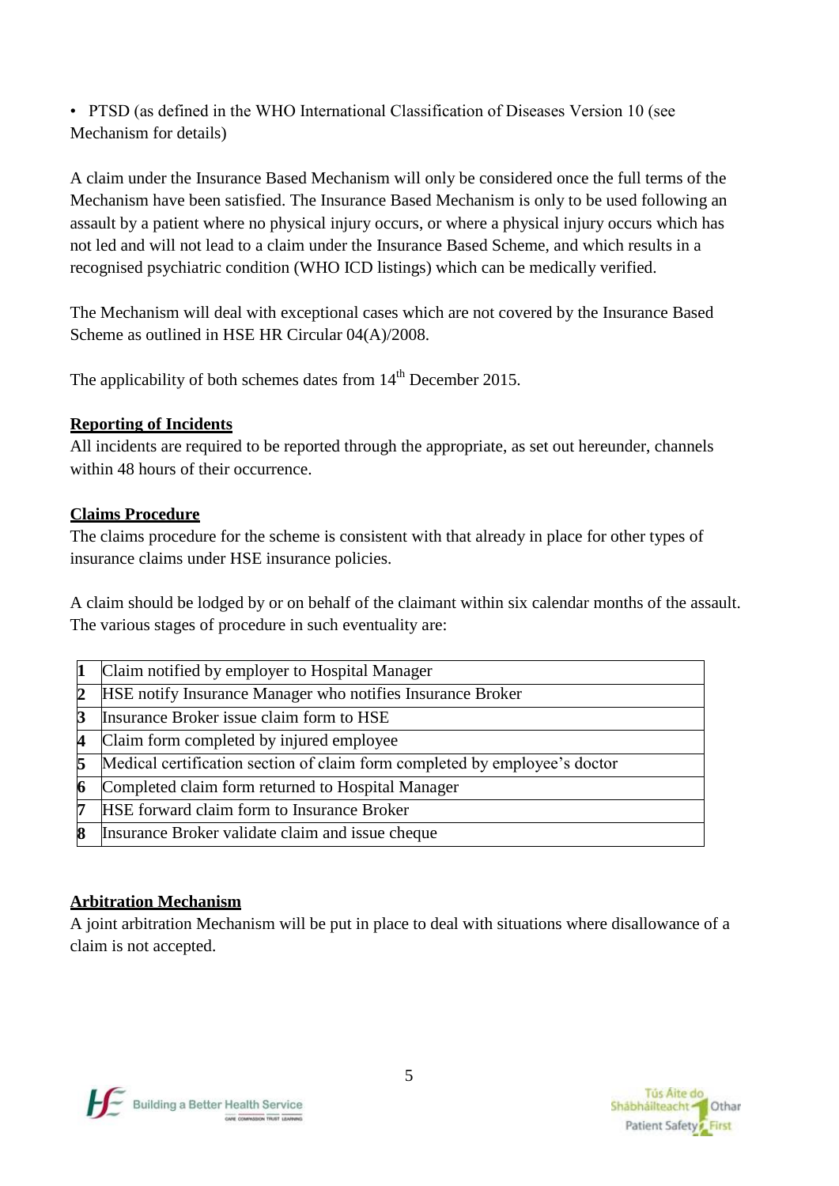- PTSD (as defined in the WHO International Classification of Diseases Version 10 (see Mechanism for details)

A claim under the Insurance Based Mechanism will only be considered once the full terms of the Mechanism have been satisfied. The Insurance Based Mechanism is only to be used following an assault by a patient where no physical injury occurs, or where a physical injury occurs which has not led and will not lead to a claim under the Insurance Based Scheme, and which results in a recognised psychiatric condition (WHO ICD listings) which can be medically verified.

The Mechanism will deal with exceptional cases which are not covered by the Insurance Based Scheme as outlined in HSE HR Circular 04(A)/2008.

The applicability of both schemes dates from 14th December 2015.

**Reporting of Incidents**

All incidents are required to be reported through the appropriate, as set out hereunder, channels within 48 hours of their occurrence.

**Claims Procedure**

The claims procedure for the scheme is consistent with that already in place for other types of insurance claims under HSE insurance policies.

A claim should be lodged by or on behalf of the claimant within six calendar months of the assault. The various stages of procedure in such eventuality are:

| | |
|---|---|
| **1** | Claim notified by employer to Hospital Manager |
| **2** | HSE notify Insurance Manager who notifies Insurance Broker |
| **3** | Insurance Broker issue claim form to HSE |
| **4** | Claim form completed by injured employee |
| **5** | Medical certification section of claim form completed by employee's doctor |
| **6** | Completed claim form returned to Hospital Manager |
| **7** | HSE forward claim form to Insurance Broker |
| **8** | Insurance Broker validate claim and issue cheque |

**Arbitration Mechanism**

A joint arbitration Mechanism will be put in place to deal with situations where disallowance of a claim is not accepted.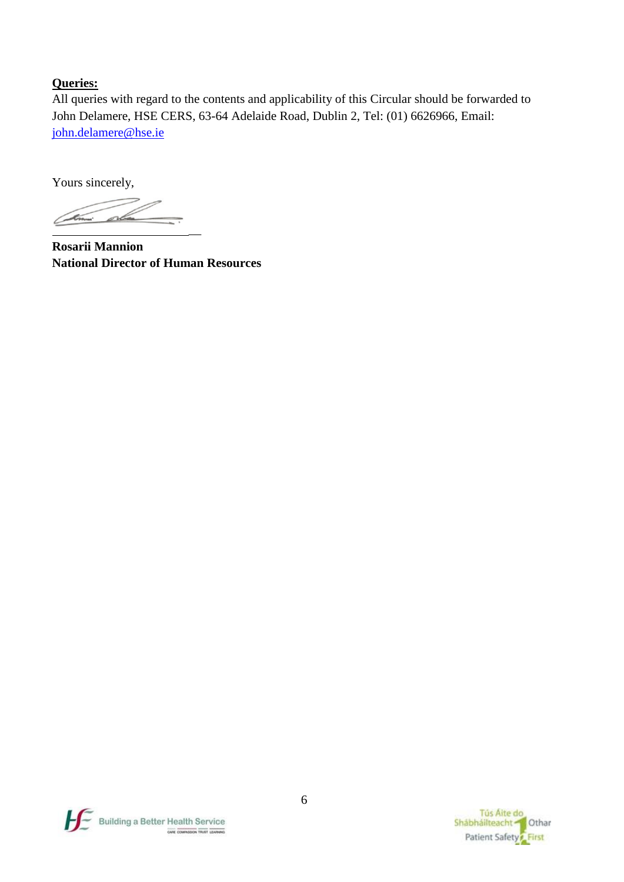**Queries:**

All queries with regard to the contents and applicability of this Circular should be forwarded to John Delamere, HSE CERS, 63-64 Adelaide Road, Dublin 2, Tel: (01) 6626966, Email: john.delamere@hse.ie

Yours sincerely,

\_\_\_\_\_\_\_\_\_\_\_\_\_\_\_\_\_\_\_\_\_\_\_\_\_\_

**Rosarii Mannion**
**National Director of Human Resources**